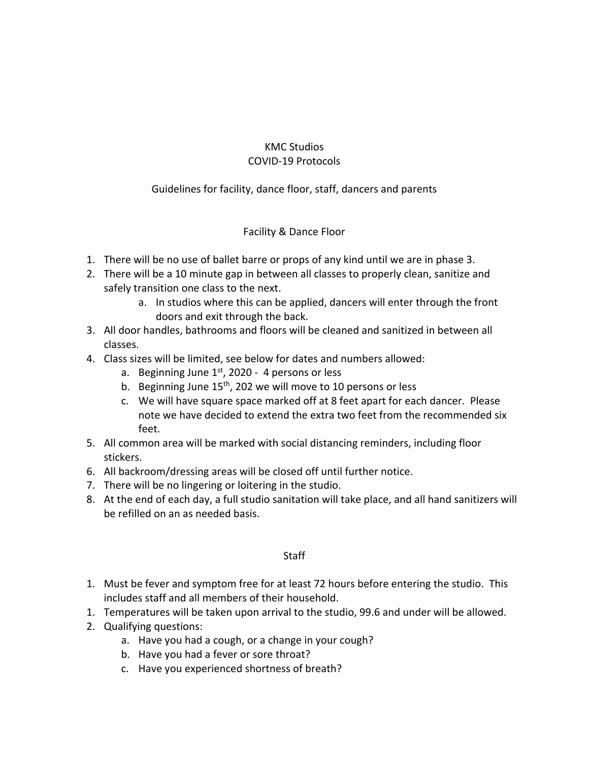# KMC Studios
# COVID-19 Protocols

Guidelines for facility, dance floor, staff, dancers and parents

## Facility & Dance Floor

1. There will be no use of ballet barre or props of any kind until we are in phase 3.
2. There will be a 10 minute gap in between all classes to properly clean, sanitize and safely transition one class to the next.
   a. In studios where this can be applied, dancers will enter through the front doors and exit through the back.
3. All door handles, bathrooms and floors will be cleaned and sanitized in between all classes.
4. Class sizes will be limited, see below for dates and numbers allowed:
   a. Beginning June 1st, 2020 - 4 persons or less
   b. Beginning June 15th, 202 we will move to 10 persons or less
   c. We will have square space marked off at 8 feet apart for each dancer. Please note we have decided to extend the extra two feet from the recommended six feet.
5. All common area will be marked with social distancing reminders, including floor stickers.
6. All backroom/dressing areas will be closed off until further notice.
7. There will be no lingering or loitering in the studio.
8. At the end of each day, a full studio sanitation will take place, and all hand sanitizers will be refilled on an as needed basis.

## Staff

1. Must be fever and symptom free for at least 72 hours before entering the studio. This includes staff and all members of their household.
1. Temperatures will be taken upon arrival to the studio, 99.6 and under will be allowed.
2. Qualifying questions:
   a. Have you had a cough, or a change in your cough?
   b. Have you had a fever or sore throat?
   c. Have you experienced shortness of breath?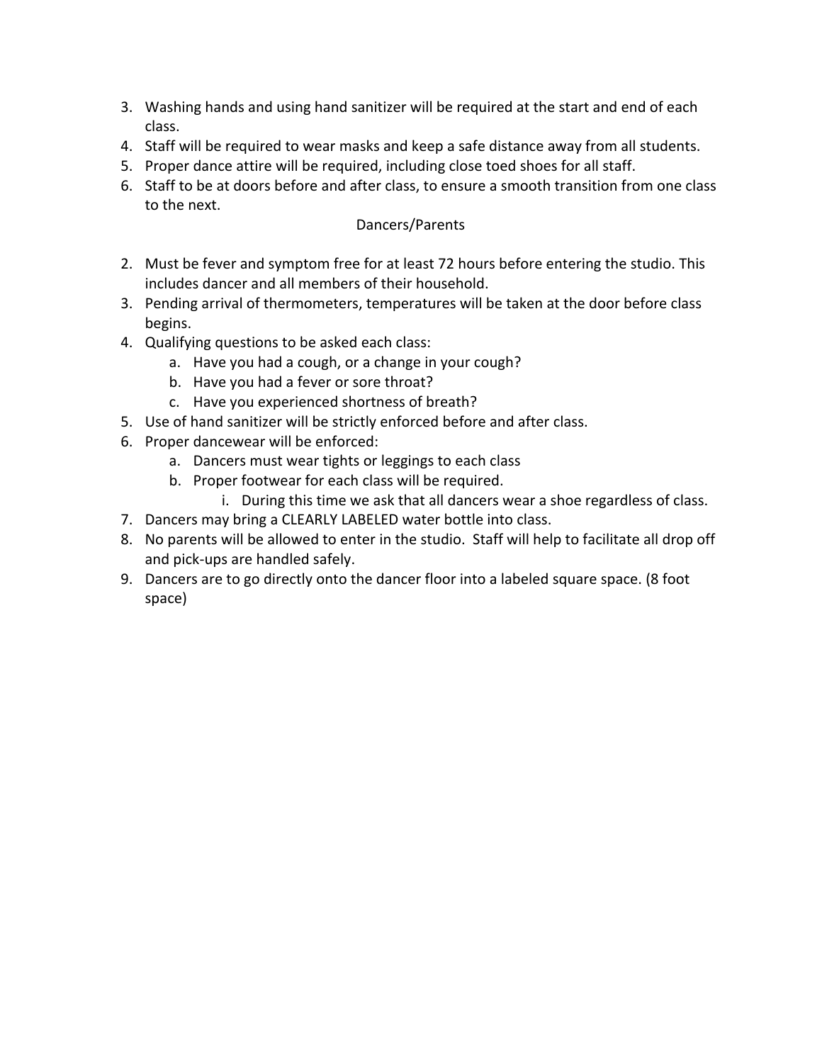3. Washing hands and using hand sanitizer will be required at the start and end of each class.
4. Staff will be required to wear masks and keep a safe distance away from all students.
5. Proper dance attire will be required, including close toed shoes for all staff.
6. Staff to be at doors before and after class, to ensure a smooth transition from one class to the next.

Dancers/Parents

2. Must be fever and symptom free for at least 72 hours before entering the studio. This includes dancer and all members of their household.
3. Pending arrival of thermometers, temperatures will be taken at the door before class begins.
4. Qualifying questions to be asked each class:
    a. Have you had a cough, or a change in your cough?
    b. Have you had a fever or sore throat?
    c. Have you experienced shortness of breath?
5. Use of hand sanitizer will be strictly enforced before and after class.
6. Proper dancewear will be enforced:
    a. Dancers must wear tights or leggings to each class
    b. Proper footwear for each class will be required.
        i. During this time we ask that all dancers wear a shoe regardless of class.
7. Dancers may bring a CLEARLY LABELED water bottle into class.
8. No parents will be allowed to enter in the studio. Staff will help to facilitate all drop off and pick-ups are handled safely.
9. Dancers are to go directly onto the dancer floor into a labeled square space. (8 foot space)